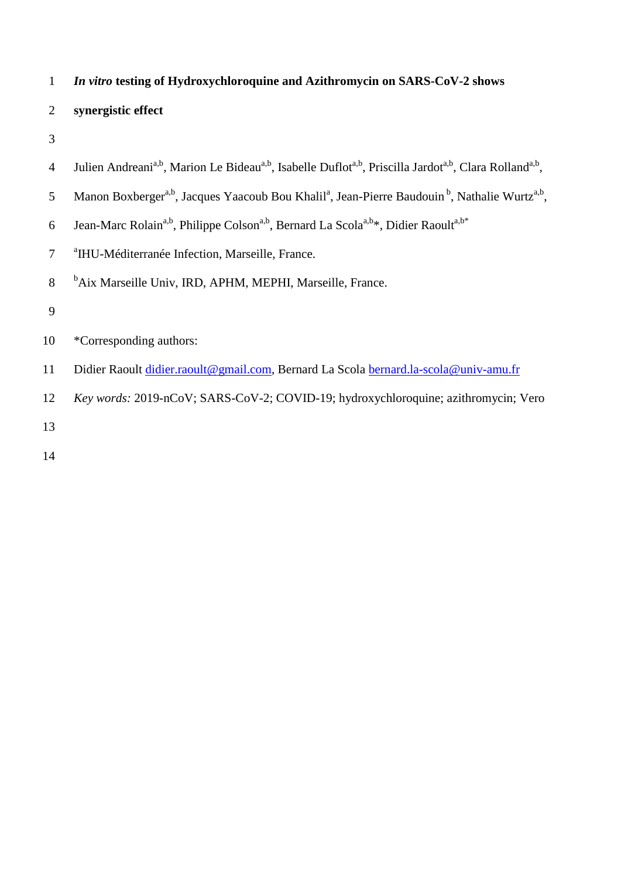# *In vitro* testing of Hydroxychloroquine and Azithromycin on SARS-CoV-2 shows synergistic effect

Julien Andreani[a,b], Marion Le Bideau[a,b], Isabelle Duflot[a,b], Priscilla Jardot[a,b], Clara Rolland[a,b], Manon Boxberger[a,b], Jacques Yaacoub Bou Khalil[a], Jean-Pierre Baudouin [b], Nathalie Wurtz[a,b], Jean-Marc Rolain[a,b], Philippe Colson[a,b], Bernard La Scola[a,b]*, Didier Raoult[a,b*]

[a]IHU-Méditerranée Infection, Marseille, France.

[b]Aix Marseille Univ, IRD, APHM, MEPHI, Marseille, France.

*Corresponding authors:

Didier Raoult didier.raoult@gmail.com, Bernard La Scola bernard.la-scola@univ-amu.fr

*Key words:* 2019-nCoV; SARS-CoV-2; COVID-19; hydroxychloroquine; azithromycin; Vero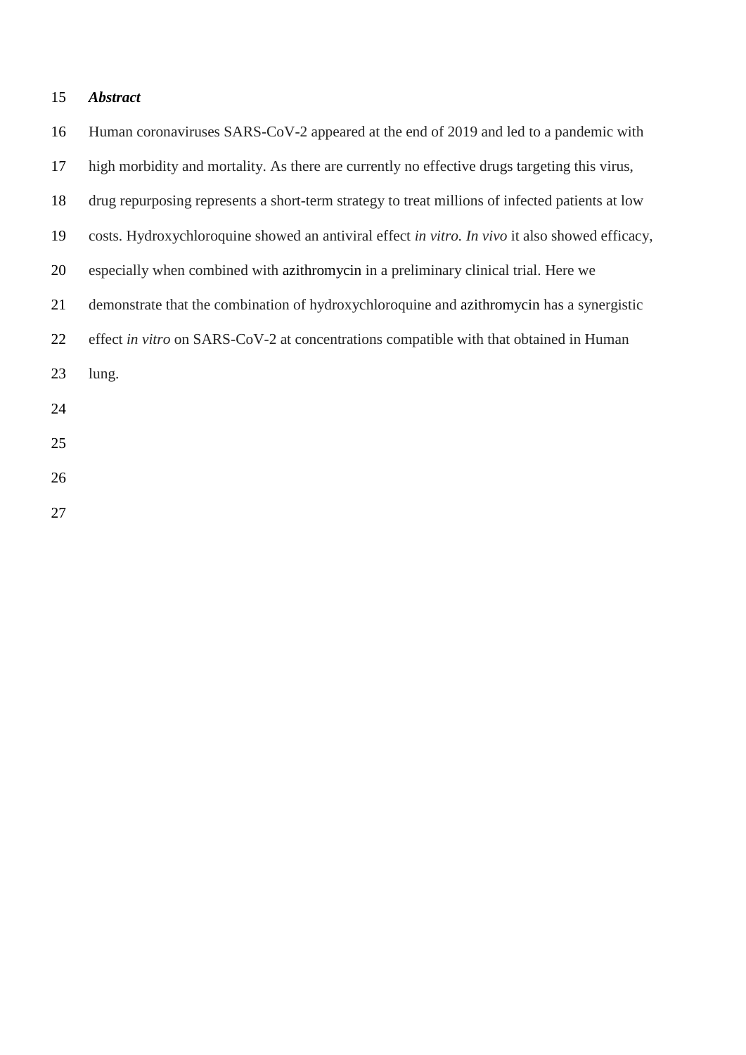***Abstract***

Human coronaviruses SARS-CoV-2 appeared at the end of 2019 and led to a pandemic with high morbidity and mortality. As there are currently no effective drugs targeting this virus, drug repurposing represents a short-term strategy to treat millions of infected patients at low costs. Hydroxychloroquine showed an antiviral effect *in vitro. In vivo* it also showed efficacy, especially when combined with azithromycin in a preliminary clinical trial. Here we demonstrate that the combination of hydroxychloroquine and azithromycin has a synergistic effect *in vitro* on SARS-CoV-2 at concentrations compatible with that obtained in Human lung.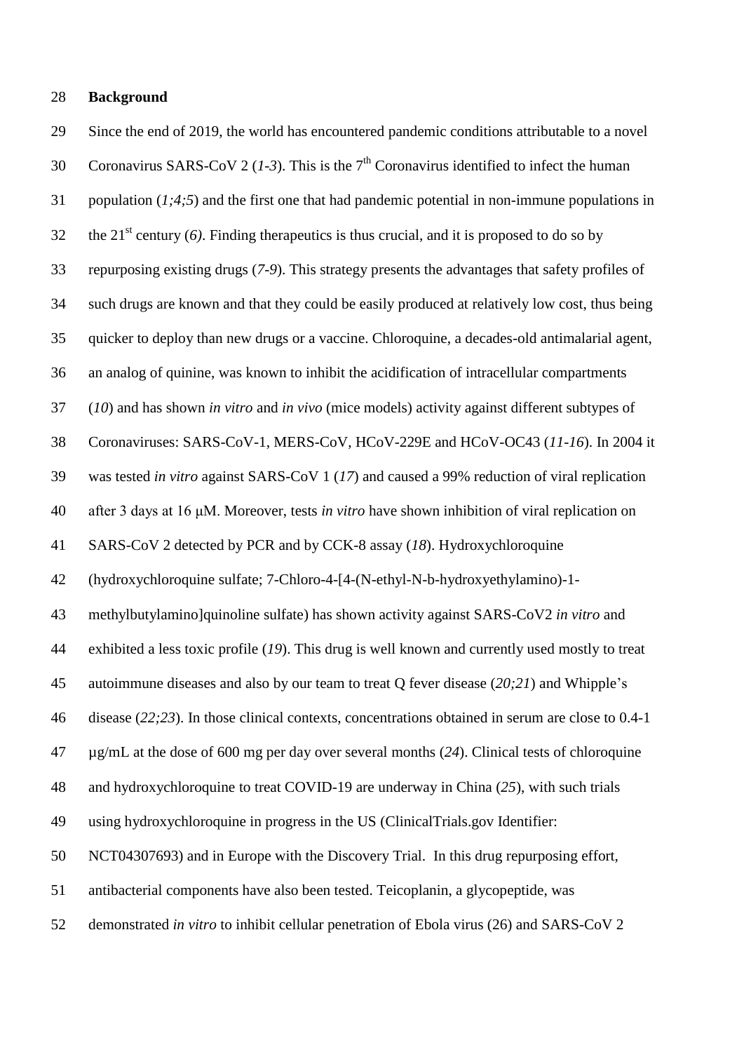**Background**

Since the end of 2019, the world has encountered pandemic conditions attributable to a novel Coronavirus SARS-CoV 2 (*1-3*). This is the 7th Coronavirus identified to infect the human population (*1;4;5*) and the first one that had pandemic potential in non-immune populations in the 21st century (*6)*. Finding therapeutics is thus crucial, and it is proposed to do so by repurposing existing drugs (*7-9*). This strategy presents the advantages that safety profiles of such drugs are known and that they could be easily produced at relatively low cost, thus being quicker to deploy than new drugs or a vaccine. Chloroquine, a decades-old antimalarial agent, an analog of quinine, was known to inhibit the acidification of intracellular compartments (*10*) and has shown *in vitro* and *in vivo* (mice models) activity against different subtypes of Coronaviruses: SARS-CoV-1, MERS-CoV, HCoV-229E and HCoV-OC43 (*11-16*). In 2004 it was tested *in vitro* against SARS-CoV 1 (*17*) and caused a 99% reduction of viral replication after 3 days at 16 μM. Moreover, tests *in vitro* have shown inhibition of viral replication on SARS-CoV 2 detected by PCR and by CCK-8 assay (*18*). Hydroxychloroquine (hydroxychloroquine sulfate; 7-Chloro-4-[4-(N-ethyl-N-b-hydroxyethylamino)-1-methylbutylamino]quinoline sulfate) has shown activity against SARS-CoV2 *in vitro* and exhibited a less toxic profile (*19*). This drug is well known and currently used mostly to treat autoimmune diseases and also by our team to treat Q fever disease (*20;21*) and Whipple's disease (*22;23*). In those clinical contexts, concentrations obtained in serum are close to 0.4-1 µg/mL at the dose of 600 mg per day over several months (*24*). Clinical tests of chloroquine and hydroxychloroquine to treat COVID-19 are underway in China (*25*), with such trials using hydroxychloroquine in progress in the US (ClinicalTrials.gov Identifier: NCT04307693) and in Europe with the Discovery Trial. In this drug repurposing effort, antibacterial components have also been tested. Teicoplanin, a glycopeptide, was demonstrated *in vitro* to inhibit cellular penetration of Ebola virus (26) and SARS-CoV 2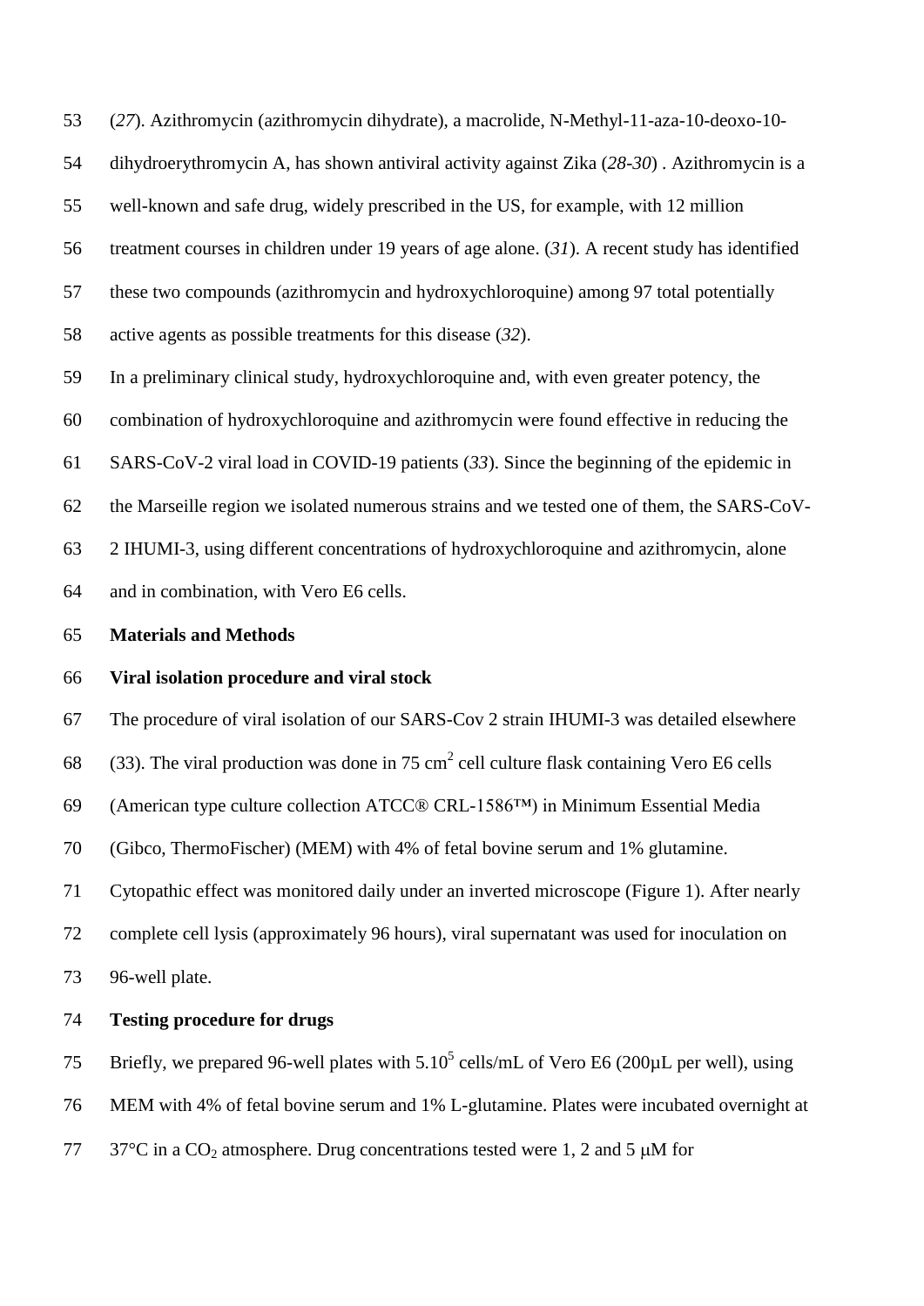(*27*). Azithromycin (azithromycin dihydrate), a macrolide, N-Methyl-11-aza-10-deoxo-10-dihydroerythromycin A, has shown antiviral activity against Zika (*28-30*) . Azithromycin is a well-known and safe drug, widely prescribed in the US, for example, with 12 million treatment courses in children under 19 years of age alone. (*31*). A recent study has identified these two compounds (azithromycin and hydroxychloroquine) among 97 total potentially active agents as possible treatments for this disease (*32*).

In a preliminary clinical study, hydroxychloroquine and, with even greater potency, the combination of hydroxychloroquine and azithromycin were found effective in reducing the SARS-CoV-2 viral load in COVID-19 patients (*33*). Since the beginning of the epidemic in the Marseille region we isolated numerous strains and we tested one of them, the SARS-CoV-2 IHUMI-3, using different concentrations of hydroxychloroquine and azithromycin, alone and in combination, with Vero E6 cells.

## Materials and Methods

### Viral isolation procedure and viral stock

The procedure of viral isolation of our SARS-Cov 2 strain IHUMI-3 was detailed elsewhere (33). The viral production was done in 75 $cm^2$ cell culture flask containing Vero E6 cells (American type culture collection ATCC® CRL-1586™) in Minimum Essential Media (Gibco, ThermoFischer) (MEM) with 4% of fetal bovine serum and 1% glutamine. Cytopathic effect was monitored daily under an inverted microscope (Figure 1). After nearly complete cell lysis (approximately 96 hours), viral supernatant was used for inoculation on 96-well plate.

### Testing procedure for drugs

Briefly, we prepared 96-well plates with $5.10^5$ cells/mL of Vero E6 (200µL per well), using MEM with 4% of fetal bovine serum and 1% L-glutamine. Plates were incubated overnight at 37°C in a $CO_2$ atmosphere. Drug concentrations tested were 1, 2 and 5 µM for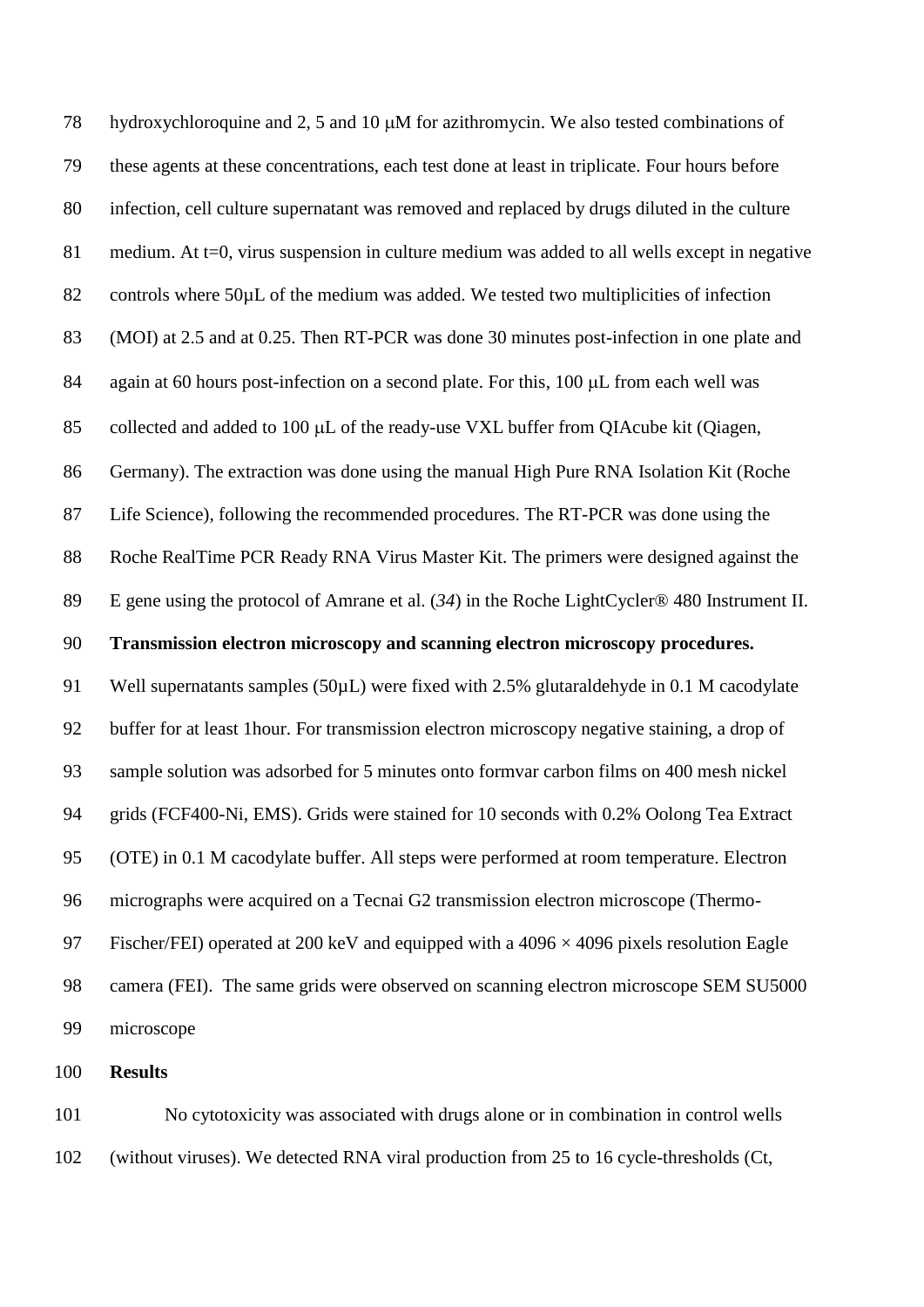hydroxychloroquine and 2, 5 and 10 μM for azithromycin. We also tested combinations of these agents at these concentrations, each test done at least in triplicate. Four hours before infection, cell culture supernatant was removed and replaced by drugs diluted in the culture medium. At t=0, virus suspension in culture medium was added to all wells except in negative controls where 50μL of the medium was added. We tested two multiplicities of infection (MOI) at 2.5 and at 0.25. Then RT-PCR was done 30 minutes post-infection in one plate and again at 60 hours post-infection on a second plate. For this, 100 μL from each well was collected and added to 100 μL of the ready-use VXL buffer from QIAcube kit (Qiagen, Germany). The extraction was done using the manual High Pure RNA Isolation Kit (Roche Life Science), following the recommended procedures. The RT-PCR was done using the Roche RealTime PCR Ready RNA Virus Master Kit. The primers were designed against the E gene using the protocol of Amrane et al. (*34*) in the Roche LightCycler® 480 Instrument II.

**Transmission electron microscopy and scanning electron microscopy procedures.**

Well supernatants samples (50μL) were fixed with 2.5% glutaraldehyde in 0.1 M cacodylate buffer for at least 1hour. For transmission electron microscopy negative staining, a drop of sample solution was adsorbed for 5 minutes onto formvar carbon films on 400 mesh nickel grids (FCF400-Ni, EMS). Grids were stained for 10 seconds with 0.2% Oolong Tea Extract (OTE) in 0.1 M cacodylate buffer. All steps were performed at room temperature. Electron micrographs were acquired on a Tecnai G2 transmission electron microscope (Thermo-Fischer/FEI) operated at 200 keV and equipped with a 4096 × 4096 pixels resolution Eagle camera (FEI). The same grids were observed on scanning electron microscope SEM SU5000 microscope

## Results

No cytotoxicity was associated with drugs alone or in combination in control wells (without viruses). We detected RNA viral production from 25 to 16 cycle-thresholds (Ct,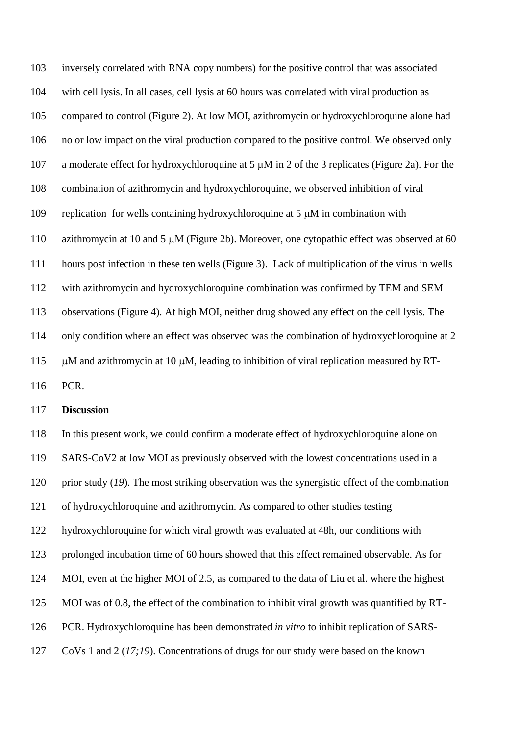inversely correlated with RNA copy numbers) for the positive control that was associated with cell lysis. In all cases, cell lysis at 60 hours was correlated with viral production as compared to control (Figure 2). At low MOI, azithromycin or hydroxychloroquine alone had no or low impact on the viral production compared to the positive control. We observed only a moderate effect for hydroxychloroquine at 5 μM in 2 of the 3 replicates (Figure 2a). For the combination of azithromycin and hydroxychloroquine, we observed inhibition of viral replication for wells containing hydroxychloroquine at 5 μM in combination with azithromycin at 10 and 5 μM (Figure 2b). Moreover, one cytopathic effect was observed at 60 hours post infection in these ten wells (Figure 3). Lack of multiplication of the virus in wells with azithromycin and hydroxychloroquine combination was confirmed by TEM and SEM observations (Figure 4). At high MOI, neither drug showed any effect on the cell lysis. The only condition where an effect was observed was the combination of hydroxychloroquine at 2 μM and azithromycin at 10 μM, leading to inhibition of viral replication measured by RT-PCR.

**Discussion**

In this present work, we could confirm a moderate effect of hydroxychloroquine alone on SARS-CoV2 at low MOI as previously observed with the lowest concentrations used in a prior study (*19*). The most striking observation was the synergistic effect of the combination of hydroxychloroquine and azithromycin. As compared to other studies testing hydroxychloroquine for which viral growth was evaluated at 48h, our conditions with prolonged incubation time of 60 hours showed that this effect remained observable. As for MOI, even at the higher MOI of 2.5, as compared to the data of Liu et al. where the highest MOI was of 0.8, the effect of the combination to inhibit viral growth was quantified by RT-PCR. Hydroxychloroquine has been demonstrated *in vitro* to inhibit replication of SARS-CoVs 1 and 2 (*17;19*). Concentrations of drugs for our study were based on the known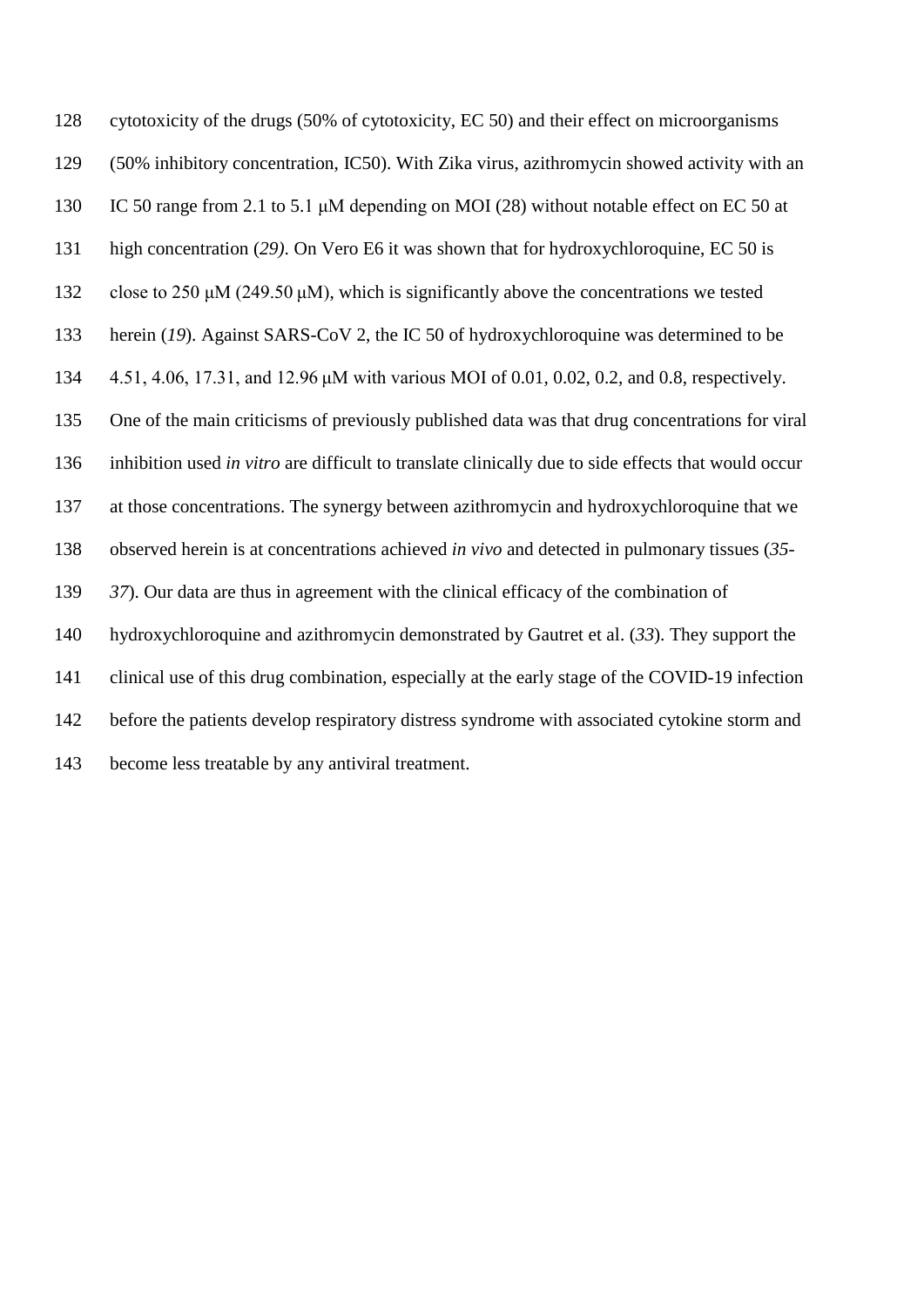cytotoxicity of the drugs (50% of cytotoxicity, EC 50) and their effect on microorganisms (50% inhibitory concentration, IC50). With Zika virus, azithromycin showed activity with an IC 50 range from 2.1 to 5.1 μM depending on MOI (28) without notable effect on EC 50 at high concentration (*29)*. On Vero E6 it was shown that for hydroxychloroquine, EC 50 is close to 250 μM (249.50 μM), which is significantly above the concentrations we tested herein (*19*). Against SARS-CoV 2, the IC 50 of hydroxychloroquine was determined to be 4.51, 4.06, 17.31, and 12.96 μM with various MOI of 0.01, 0.02, 0.2, and 0.8, respectively. One of the main criticisms of previously published data was that drug concentrations for viral inhibition used *in vitro* are difficult to translate clinically due to side effects that would occur at those concentrations. The synergy between azithromycin and hydroxychloroquine that we observed herein is at concentrations achieved *in vivo* and detected in pulmonary tissues (*35-37*). Our data are thus in agreement with the clinical efficacy of the combination of hydroxychloroquine and azithromycin demonstrated by Gautret et al. (*33*). They support the clinical use of this drug combination, especially at the early stage of the COVID-19 infection before the patients develop respiratory distress syndrome with associated cytokine storm and become less treatable by any antiviral treatment.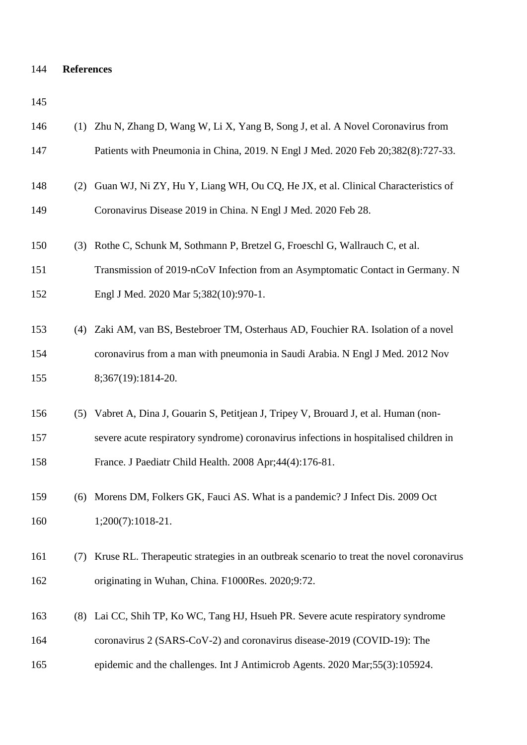## References

(1) Zhu N, Zhang D, Wang W, Li X, Yang B, Song J, et al. A Novel Coronavirus from Patients with Pneumonia in China, 2019. N Engl J Med. 2020 Feb 20;382(8):727-33.

(2) Guan WJ, Ni ZY, Hu Y, Liang WH, Ou CQ, He JX, et al. Clinical Characteristics of Coronavirus Disease 2019 in China. N Engl J Med. 2020 Feb 28.

(3) Rothe C, Schunk M, Sothmann P, Bretzel G, Froeschl G, Wallrauch C, et al. Transmission of 2019-nCoV Infection from an Asymptomatic Contact in Germany. N Engl J Med. 2020 Mar 5;382(10):970-1.

(4) Zaki AM, van BS, Bestebroer TM, Osterhaus AD, Fouchier RA. Isolation of a novel coronavirus from a man with pneumonia in Saudi Arabia. N Engl J Med. 2012 Nov 8;367(19):1814-20.

(5) Vabret A, Dina J, Gouarin S, Petitjean J, Tripey V, Brouard J, et al. Human (non-severe acute respiratory syndrome) coronavirus infections in hospitalised children in France. J Paediatr Child Health. 2008 Apr;44(4):176-81.

(6) Morens DM, Folkers GK, Fauci AS. What is a pandemic? J Infect Dis. 2009 Oct 1;200(7):1018-21.

(7) Kruse RL. Therapeutic strategies in an outbreak scenario to treat the novel coronavirus originating in Wuhan, China. F1000Res. 2020;9:72.

(8) Lai CC, Shih TP, Ko WC, Tang HJ, Hsueh PR. Severe acute respiratory syndrome coronavirus 2 (SARS-CoV-2) and coronavirus disease-2019 (COVID-19): The epidemic and the challenges. Int J Antimicrob Agents. 2020 Mar;55(3):105924.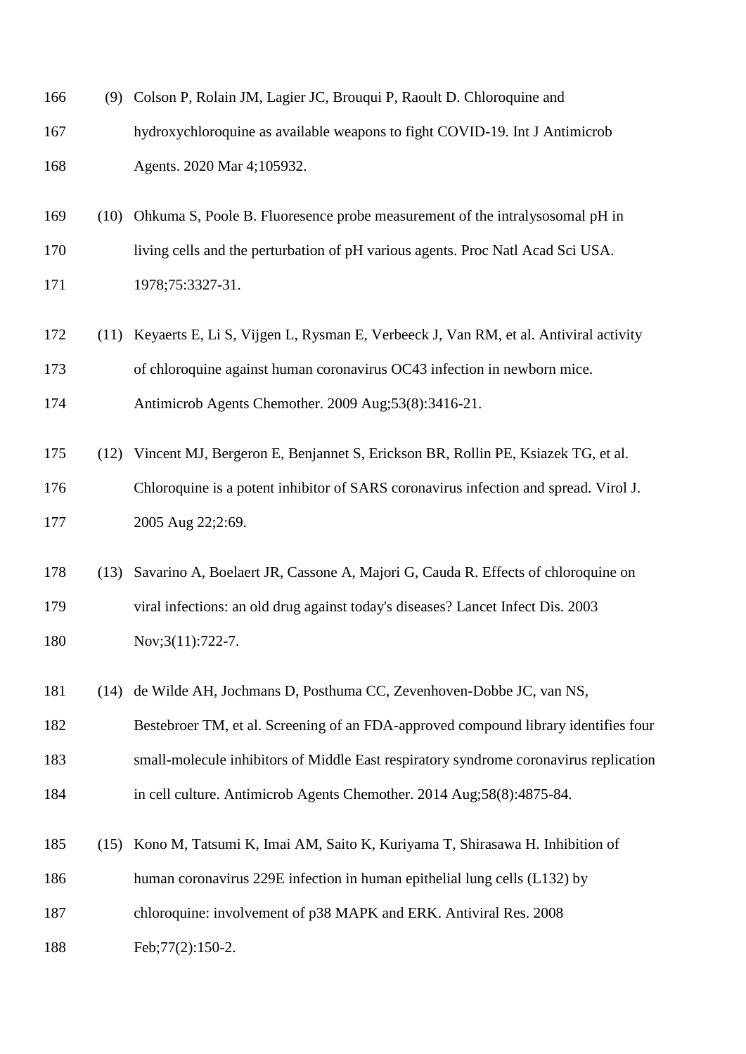(9) Colson P, Rolain JM, Lagier JC, Brouqui P, Raoult D. Chloroquine and hydroxychloroquine as available weapons to fight COVID-19. Int J Antimicrob Agents. 2020 Mar 4;105932.

(10) Ohkuma S, Poole B. Fluoresence probe measurement of the intralysosomal pH in living cells and the perturbation of pH various agents. Proc Natl Acad Sci USA. 1978;75:3327-31.

(11) Keyaerts E, Li S, Vijgen L, Rysman E, Verbeeck J, Van RM, et al. Antiviral activity of chloroquine against human coronavirus OC43 infection in newborn mice. Antimicrob Agents Chemother. 2009 Aug;53(8):3416-21.

(12) Vincent MJ, Bergeron E, Benjannet S, Erickson BR, Rollin PE, Ksiazek TG, et al. Chloroquine is a potent inhibitor of SARS coronavirus infection and spread. Virol J. 2005 Aug 22;2:69.

(13) Savarino A, Boelaert JR, Cassone A, Majori G, Cauda R. Effects of chloroquine on viral infections: an old drug against today's diseases? Lancet Infect Dis. 2003 Nov;3(11):722-7.

(14) de Wilde AH, Jochmans D, Posthuma CC, Zevenhoven-Dobbe JC, van NS, Bestebroer TM, et al. Screening of an FDA-approved compound library identifies four small-molecule inhibitors of Middle East respiratory syndrome coronavirus replication in cell culture. Antimicrob Agents Chemother. 2014 Aug;58(8):4875-84.

(15) Kono M, Tatsumi K, Imai AM, Saito K, Kuriyama T, Shirasawa H. Inhibition of human coronavirus 229E infection in human epithelial lung cells (L132) by chloroquine: involvement of p38 MAPK and ERK. Antiviral Res. 2008 Feb;77(2):150-2.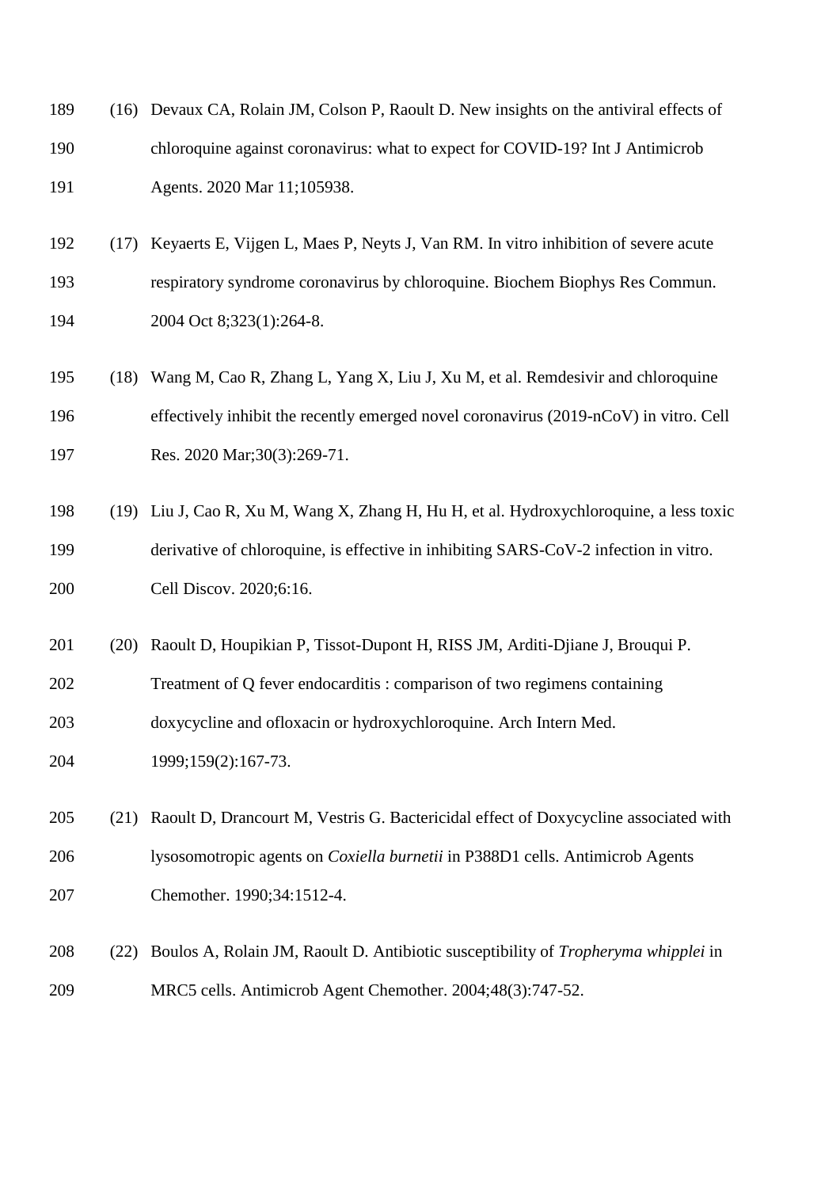(16) Devaux CA, Rolain JM, Colson P, Raoult D. New insights on the antiviral effects of chloroquine against coronavirus: what to expect for COVID-19? Int J Antimicrob Agents. 2020 Mar 11;105938.

(17) Keyaerts E, Vijgen L, Maes P, Neyts J, Van RM. In vitro inhibition of severe acute respiratory syndrome coronavirus by chloroquine. Biochem Biophys Res Commun. 2004 Oct 8;323(1):264-8.

(18) Wang M, Cao R, Zhang L, Yang X, Liu J, Xu M, et al. Remdesivir and chloroquine effectively inhibit the recently emerged novel coronavirus (2019-nCoV) in vitro. Cell Res. 2020 Mar;30(3):269-71.

(19) Liu J, Cao R, Xu M, Wang X, Zhang H, Hu H, et al. Hydroxychloroquine, a less toxic derivative of chloroquine, is effective in inhibiting SARS-CoV-2 infection in vitro. Cell Discov. 2020;6:16.

(20) Raoult D, Houpikian P, Tissot-Dupont H, RISS JM, Arditi-Djiane J, Brouqui P. Treatment of Q fever endocarditis : comparison of two regimens containing doxycycline and ofloxacin or hydroxychloroquine. Arch Intern Med. 1999;159(2):167-73.

(21) Raoult D, Drancourt M, Vestris G. Bactericidal effect of Doxycycline associated with lysosomotropic agents on *Coxiella burnetii* in P388D1 cells. Antimicrob Agents Chemother. 1990;34:1512-4.

(22) Boulos A, Rolain JM, Raoult D. Antibiotic susceptibility of *Tropheryma whipplei* in MRC5 cells. Antimicrob Agent Chemother. 2004;48(3):747-52.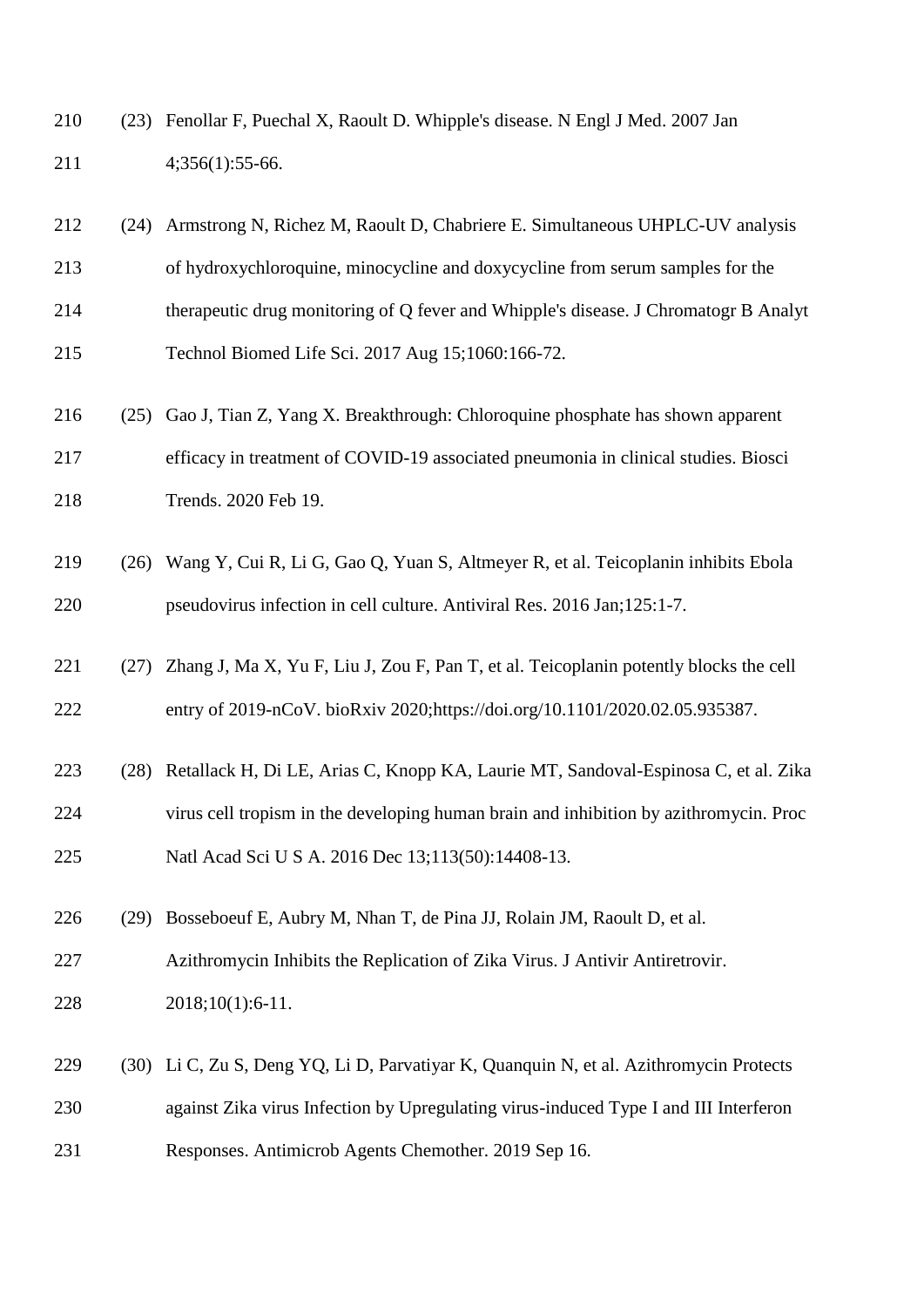(23) Fenollar F, Puechal X, Raoult D. Whipple's disease. N Engl J Med. 2007 Jan 4;356(1):55-66.

(24) Armstrong N, Richez M, Raoult D, Chabriere E. Simultaneous UHPLC-UV analysis of hydroxychloroquine, minocycline and doxycycline from serum samples for the therapeutic drug monitoring of Q fever and Whipple's disease. J Chromatogr B Analyt Technol Biomed Life Sci. 2017 Aug 15;1060:166-72.

(25) Gao J, Tian Z, Yang X. Breakthrough: Chloroquine phosphate has shown apparent efficacy in treatment of COVID-19 associated pneumonia in clinical studies. Biosci Trends. 2020 Feb 19.

(26) Wang Y, Cui R, Li G, Gao Q, Yuan S, Altmeyer R, et al. Teicoplanin inhibits Ebola pseudovirus infection in cell culture. Antiviral Res. 2016 Jan;125:1-7.

(27) Zhang J, Ma X, Yu F, Liu J, Zou F, Pan T, et al. Teicoplanin potently blocks the cell entry of 2019-nCoV. bioRxiv 2020;https://doi.org/10.1101/2020.02.05.935387.

(28) Retallack H, Di LE, Arias C, Knopp KA, Laurie MT, Sandoval-Espinosa C, et al. Zika virus cell tropism in the developing human brain and inhibition by azithromycin. Proc Natl Acad Sci U S A. 2016 Dec 13;113(50):14408-13.

(29) Bosseboeuf E, Aubry M, Nhan T, de Pina JJ, Rolain JM, Raoult D, et al. Azithromycin Inhibits the Replication of Zika Virus. J Antivir Antiretrovir. 2018;10(1):6-11.

(30) Li C, Zu S, Deng YQ, Li D, Parvatiyar K, Quanquin N, et al. Azithromycin Protects against Zika virus Infection by Upregulating virus-induced Type I and III Interferon Responses. Antimicrob Agents Chemother. 2019 Sep 16.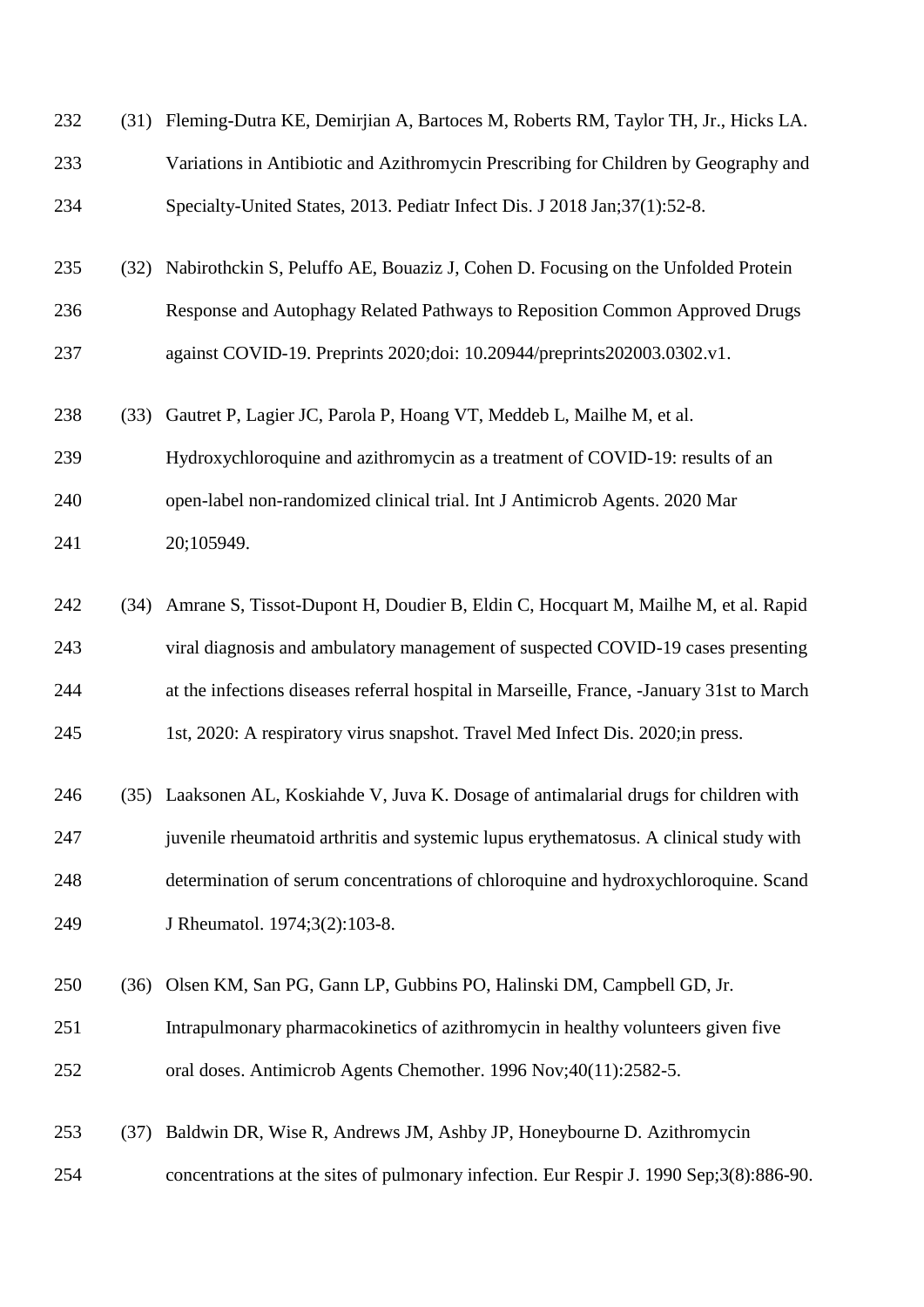(31) Fleming-Dutra KE, Demirjian A, Bartoces M, Roberts RM, Taylor TH, Jr., Hicks LA. Variations in Antibiotic and Azithromycin Prescribing for Children by Geography and Specialty-United States, 2013. Pediatr Infect Dis. J 2018 Jan;37(1):52-8.

(32) Nabirothckin S, Peluffo AE, Bouaziz J, Cohen D. Focusing on the Unfolded Protein Response and Autophagy Related Pathways to Reposition Common Approved Drugs against COVID-19. Preprints 2020;doi: 10.20944/preprints202003.0302.v1.

(33) Gautret P, Lagier JC, Parola P, Hoang VT, Meddeb L, Mailhe M, et al. Hydroxychloroquine and azithromycin as a treatment of COVID-19: results of an open-label non-randomized clinical trial. Int J Antimicrob Agents. 2020 Mar 20;105949.

(34) Amrane S, Tissot-Dupont H, Doudier B, Eldin C, Hocquart M, Mailhe M, et al. Rapid viral diagnosis and ambulatory management of suspected COVID-19 cases presenting at the infections diseases referral hospital in Marseille, France, -January 31st to March 1st, 2020: A respiratory virus snapshot. Travel Med Infect Dis. 2020;in press.

(35) Laaksonen AL, Koskiahde V, Juva K. Dosage of antimalarial drugs for children with juvenile rheumatoid arthritis and systemic lupus erythematosus. A clinical study with determination of serum concentrations of chloroquine and hydroxychloroquine. Scand J Rheumatol. 1974;3(2):103-8.

(36) Olsen KM, San PG, Gann LP, Gubbins PO, Halinski DM, Campbell GD, Jr. Intrapulmonary pharmacokinetics of azithromycin in healthy volunteers given five oral doses. Antimicrob Agents Chemother. 1996 Nov;40(11):2582-5.

(37) Baldwin DR, Wise R, Andrews JM, Ashby JP, Honeybourne D. Azithromycin concentrations at the sites of pulmonary infection. Eur Respir J. 1990 Sep;3(8):886-90.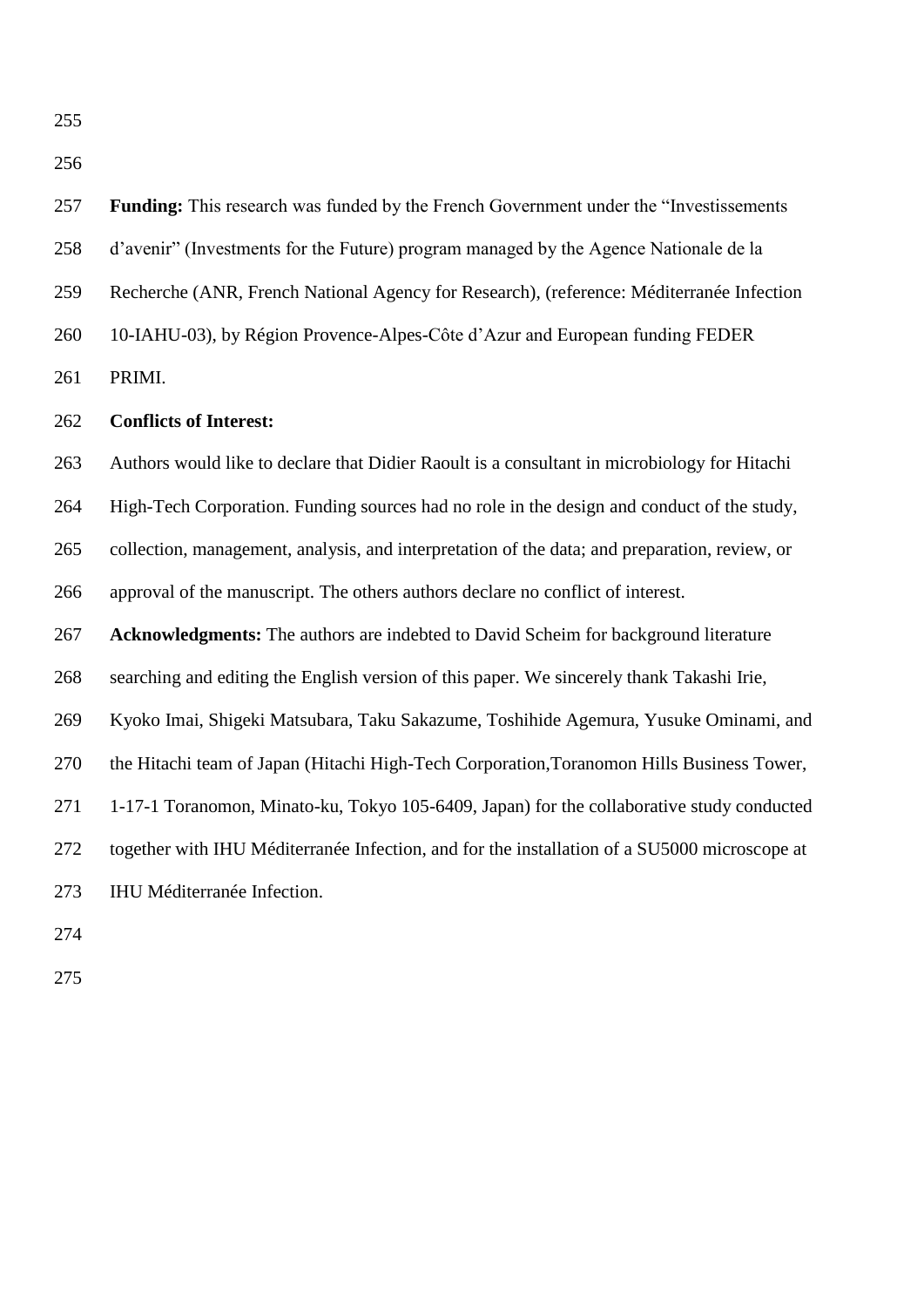**Funding:** This research was funded by the French Government under the "Investissements d'avenir" (Investments for the Future) program managed by the Agence Nationale de la Recherche (ANR, French National Agency for Research), (reference: Méditerranée Infection 10-IAHU-03), by Région Provence-Alpes-Côte d'Azur and European funding FEDER PRIMI.

**Conflicts of Interest:**

Authors would like to declare that Didier Raoult is a consultant in microbiology for Hitachi High-Tech Corporation. Funding sources had no role in the design and conduct of the study, collection, management, analysis, and interpretation of the data; and preparation, review, or approval of the manuscript. The others authors declare no conflict of interest.

**Acknowledgments:** The authors are indebted to David Scheim for background literature searching and editing the English version of this paper. We sincerely thank Takashi Irie, Kyoko Imai, Shigeki Matsubara, Taku Sakazume, Toshihide Agemura, Yusuke Ominami, and the Hitachi team of Japan (Hitachi High-Tech Corporation,Toranomon Hills Business Tower, 1-17-1 Toranomon, Minato-ku, Tokyo 105-6409, Japan) for the collaborative study conducted together with IHU Méditerranée Infection, and for the installation of a SU5000 microscope at IHU Méditerranée Infection.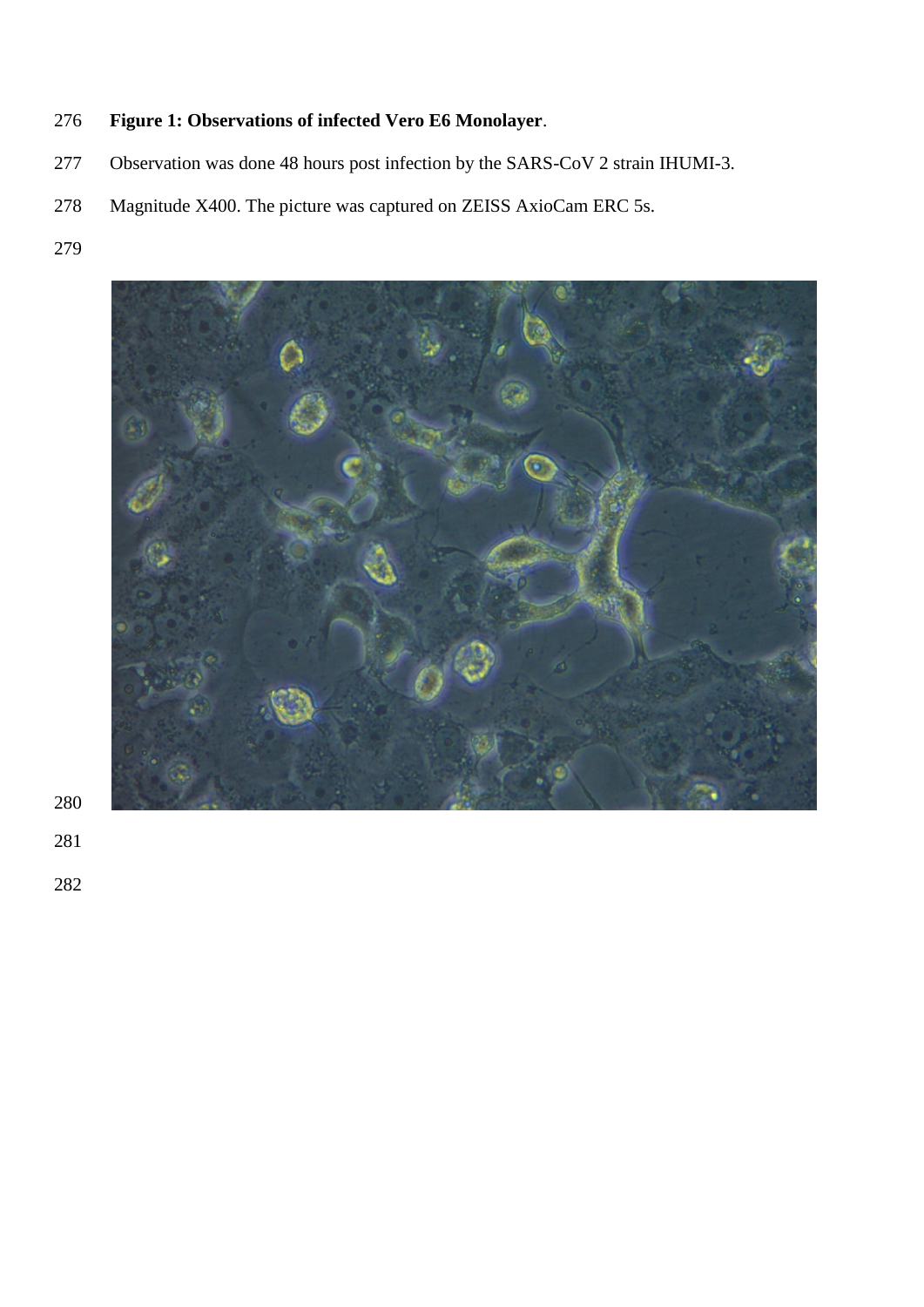**Figure 1: Observations of infected Vero E6 Monolayer**.

Observation was done 48 hours post infection by the SARS-CoV 2 strain IHUMI-3.

Magnitude X400. The picture was captured on ZEISS AxioCam ERC 5s.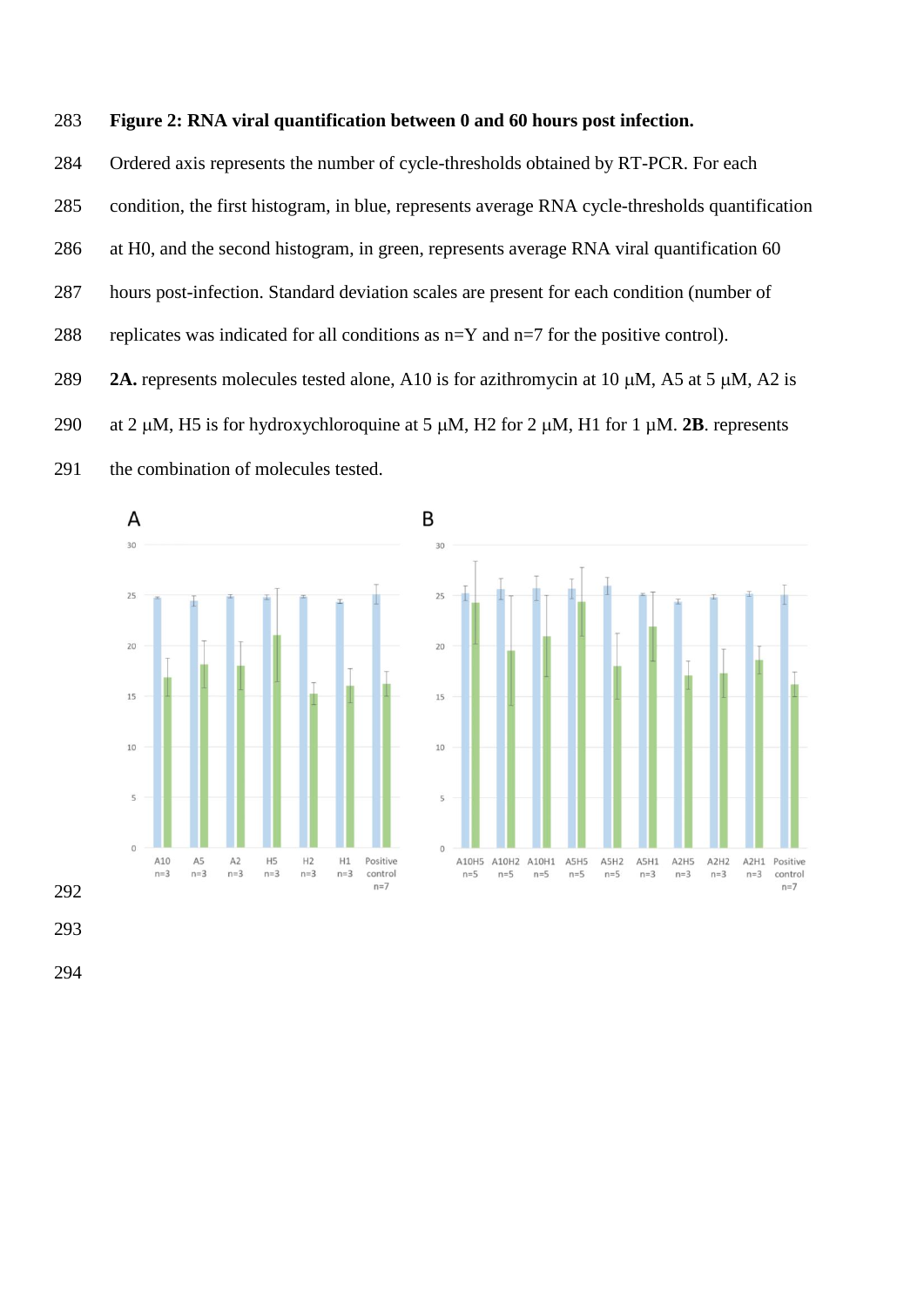**Figure 2: RNA viral quantification between 0 and 60 hours post infection.**

Ordered axis represents the number of cycle-thresholds obtained by RT-PCR. For each condition, the first histogram, in blue, represents average RNA cycle-thresholds quantification at H0, and the second histogram, in green, represents average RNA viral quantification 60 hours post-infection. Standard deviation scales are present for each condition (number of replicates was indicated for all conditions as n=Y and n=7 for the positive control).

**2A.** represents molecules tested alone, A10 is for azithromycin at 10 µM, A5 at 5 µM, A2 is at 2 µM, H5 is for hydroxychloroquine at 5 µM, H2 for 2 µM, H1 for 1 µM. **2B**. represents the combination of molecules tested.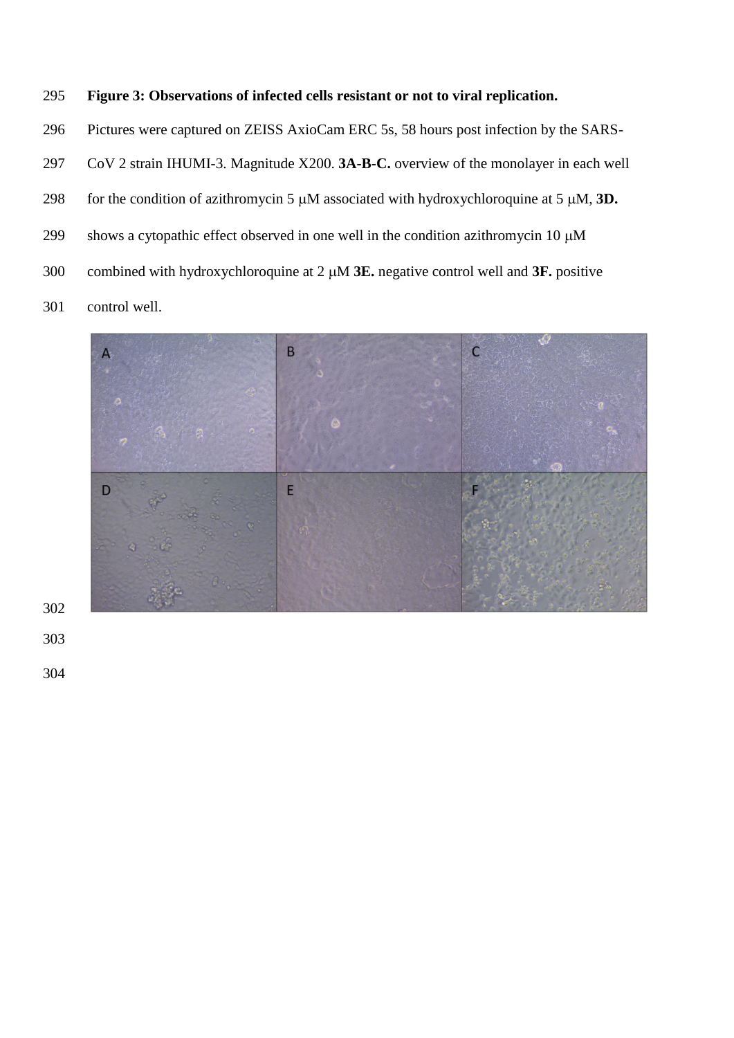**Figure 3: Observations of infected cells resistant or not to viral replication.**

Pictures were captured on ZEISS AxioCam ERC 5s, 58 hours post infection by the SARS-CoV 2 strain IHUMI-3. Magnitude X200. **3A-B-C.** overview of the monolayer in each well for the condition of azithromycin 5 μM associated with hydroxychloroquine at 5 μM, **3D.** shows a cytopathic effect observed in one well in the condition azithromycin 10 μM combined with hydroxychloroquine at 2 μM **3E.** negative control well and **3F.** positive control well.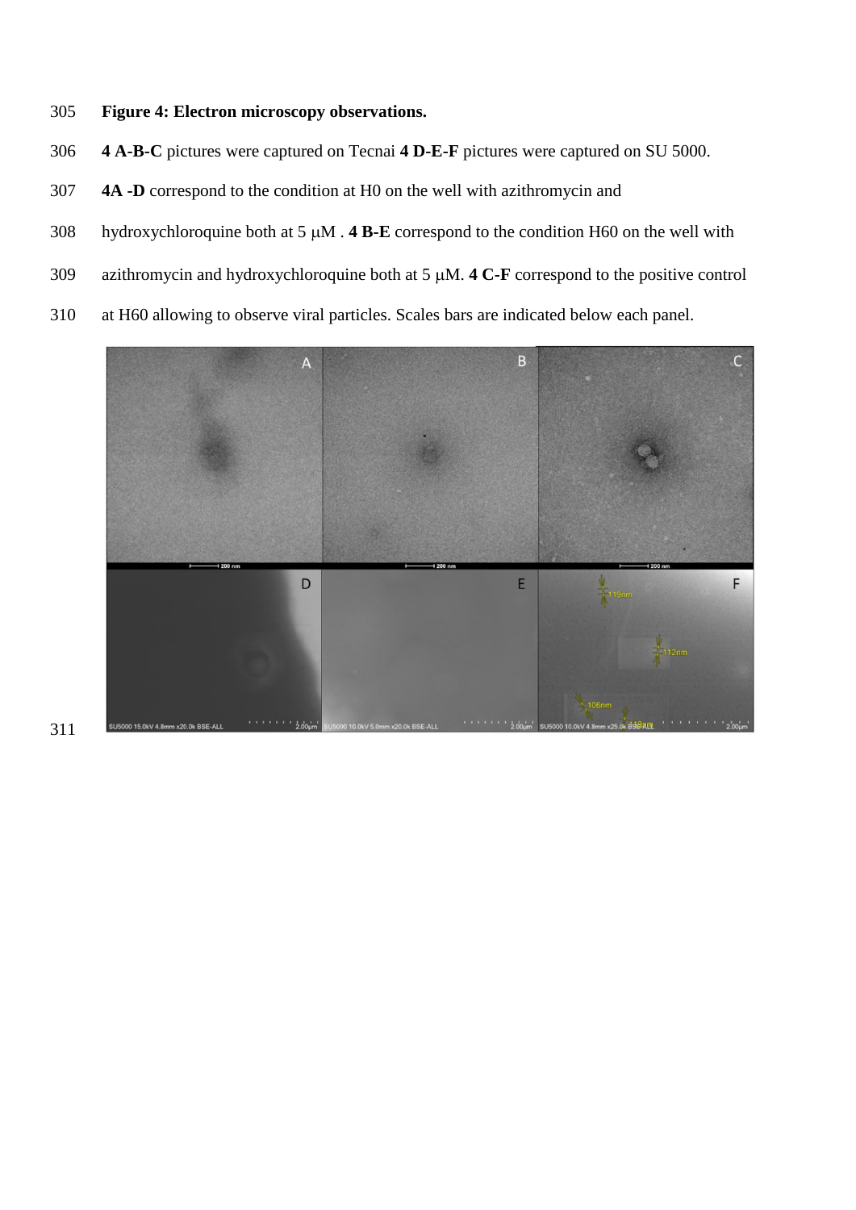**Figure 4: Electron microscopy observations.**

**4 A-B-C** pictures were captured on Tecnai **4 D-E-F** pictures were captured on SU 5000.
**4A -D** correspond to the condition at H0 on the well with azithromycin and hydroxychloroquine both at 5 μM . **4 B-E** correspond to the condition H60 on the well with azithromycin and hydroxychloroquine both at 5 μM. **4 C-F** correspond to the positive control at H60 allowing to observe viral particles. Scales bars are indicated below each panel.

A
B
C
200 nm
200 nm
200 nm
D
E
F
SU5000 15.0kV 4.8mm x20.0k BSE-ALL 2.00μm
SU5000 10.0kV 5.0mm x20.0k BSE-ALL 2.00μm
SU5000 10.0kV 4.8mm x25.0k BSE-ALL 2.00μm
119nm
112nm
106nm